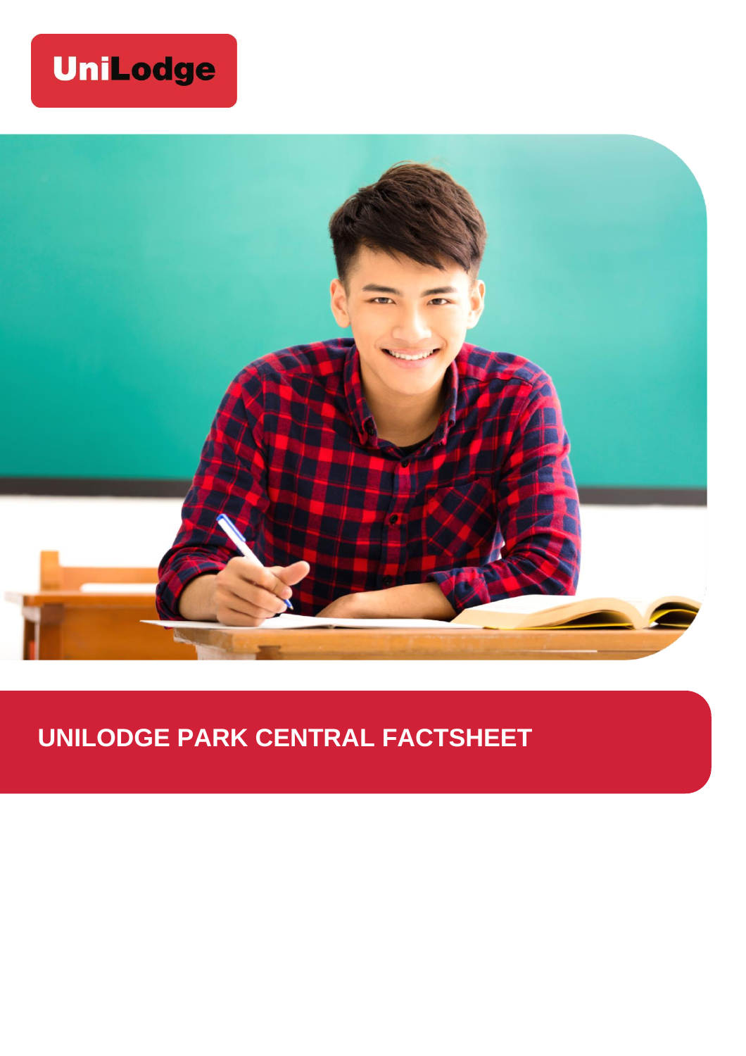UniLodge

# UNILODGE PARK CENTRAL FACTSHEET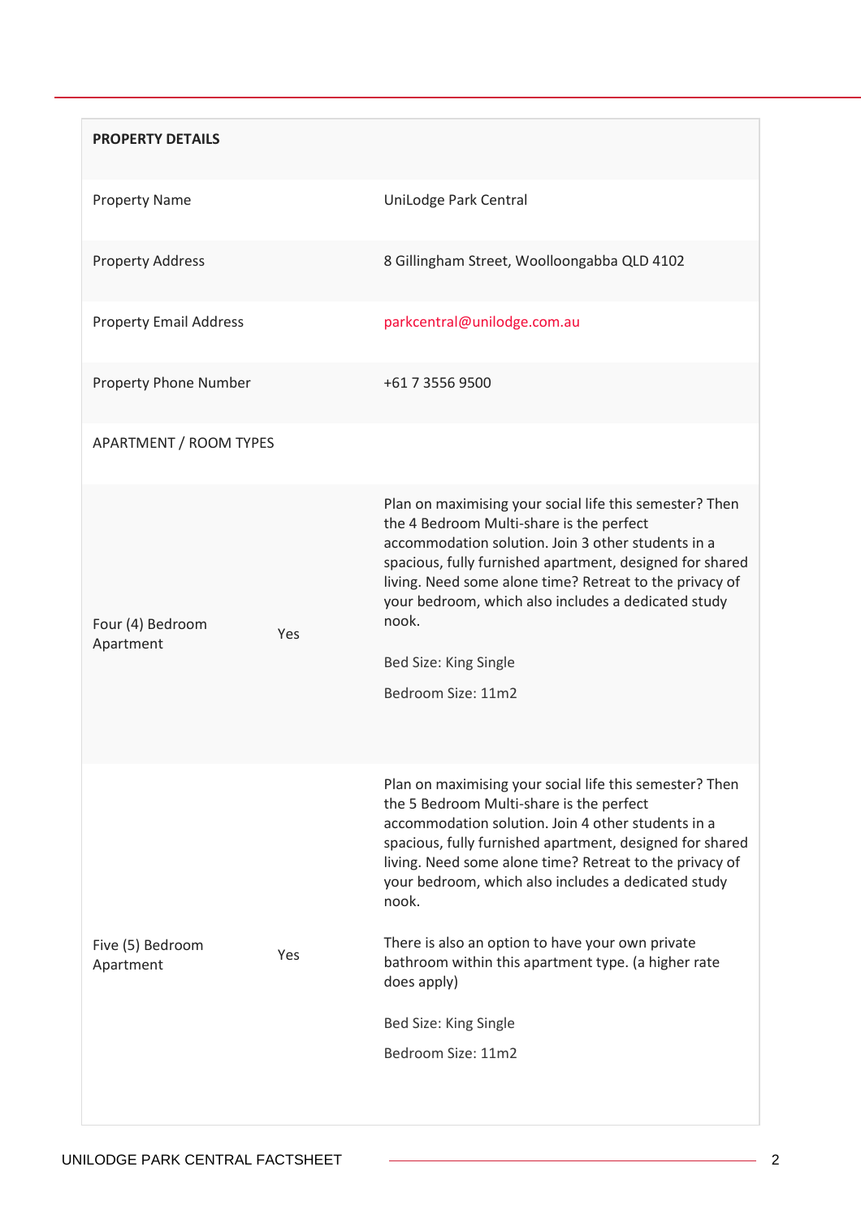| PROPERTY DETAILS | | |
|---|---|---|
| Property Name | | UniLodge Park Central |
| Property Address | | 8 Gillingham Street, Woolloongabba QLD 4102 |
| Property Email Address | | parkcentral@unilodge.com.au |
| Property Phone Number | | +61 7 3556 9500 |
| APARTMENT / ROOM TYPES | | |
| Four (4) Bedroom Apartment | Yes | Plan on maximising your social life this semester? Then the 4 Bedroom Multi-share is the perfect accommodation solution. Join 3 other students in a spacious, fully furnished apartment, designed for shared living. Need some alone time? Retreat to the privacy of your bedroom, which also includes a dedicated study nook.<br><br>Bed Size: King Single<br><br>Bedroom Size: 11m2 |
| Five (5) Bedroom Apartment | Yes | Plan on maximising your social life this semester? Then the 5 Bedroom Multi-share is the perfect accommodation solution. Join 4 other students in a spacious, fully furnished apartment, designed for shared living. Need some alone time? Retreat to the privacy of your bedroom, which also includes a dedicated study nook.<br><br>There is also an option to have your own private bathroom within this apartment type. (a higher rate does apply)<br><br>Bed Size: King Single<br><br>Bedroom Size: 11m2 |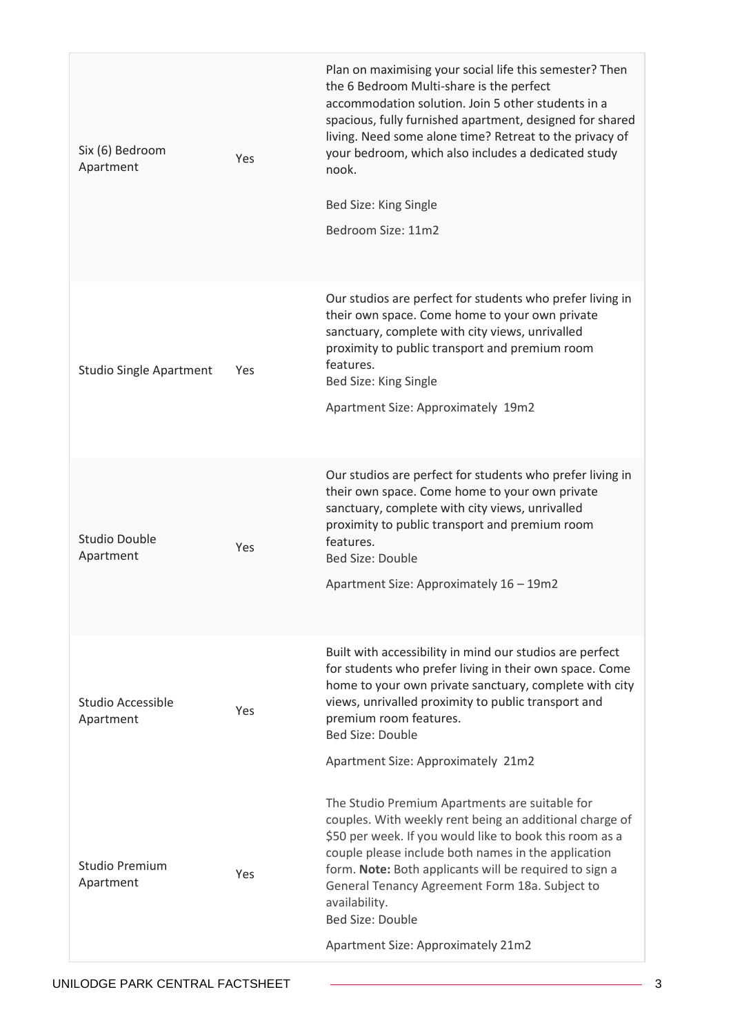| | | |
|---|---|---|
| Six (6) Bedroom Apartment | Yes | Plan on maximising your social life this semester? Then the 6 Bedroom Multi-share is the perfect accommodation solution. Join 5 other students in a spacious, fully furnished apartment, designed for shared living. Need some alone time? Retreat to the privacy of your bedroom, which also includes a dedicated study nook.<br><br>Bed Size: King Single<br><br>Bedroom Size: 11m2 |
| Studio Single Apartment | Yes | Our studios are perfect for students who prefer living in their own space. Come home to your own private sanctuary, complete with city views, unrivalled proximity to public transport and premium room features.<br>Bed Size: King Single<br><br>Apartment Size: Approximately 19m2 |
| Studio Double Apartment | Yes | Our studios are perfect for students who prefer living in their own space. Come home to your own private sanctuary, complete with city views, unrivalled proximity to public transport and premium room features.<br>Bed Size: Double<br><br>Apartment Size: Approximately 16 – 19m2 |
| Studio Accessible Apartment | Yes | Built with accessibility in mind our studios are perfect for students who prefer living in their own space. Come home to your own private sanctuary, complete with city views, unrivalled proximity to public transport and premium room features.<br>Bed Size: Double<br><br>Apartment Size: Approximately 21m2 |
| Studio Premium Apartment | Yes | The Studio Premium Apartments are suitable for couples. With weekly rent being an additional charge of $50 per week. If you would like to book this room as a couple please include both names in the application form. **Note:** Both applicants will be required to sign a General Tenancy Agreement Form 18a. Subject to availability.<br>Bed Size: Double<br><br>Apartment Size: Approximately 21m2 |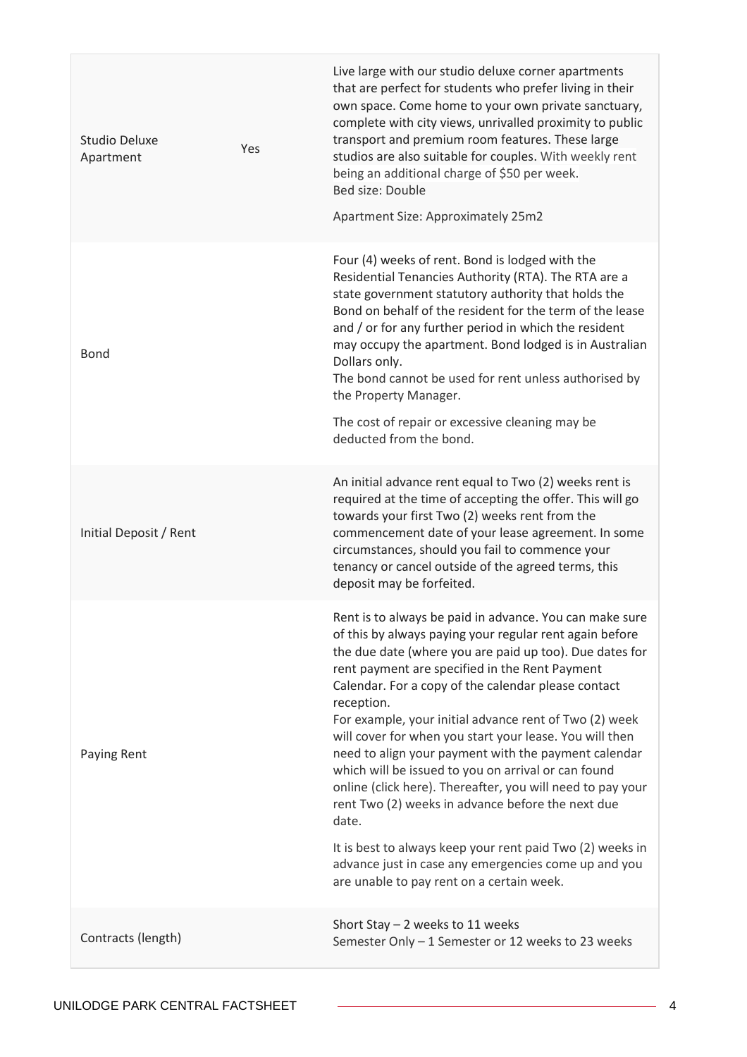| | | |
|---|---|---|
| Studio Deluxe Apartment | Yes | Live large with our studio deluxe corner apartments that are perfect for students who prefer living in their own space. Come home to your own private sanctuary, complete with city views, unrivalled proximity to public transport and premium room features. These large studios are also suitable for couples. With weekly rent being an additional charge of $50 per week.<br>Bed size: Double<br><br>Apartment Size: Approximately 25m2 |
| Bond | | Four (4) weeks of rent. Bond is lodged with the Residential Tenancies Authority (RTA). The RTA are a state government statutory authority that holds the Bond on behalf of the resident for the term of the lease and / or for any further period in which the resident may occupy the apartment. Bond lodged is in Australian Dollars only.<br>The bond cannot be used for rent unless authorised by the Property Manager.<br><br>The cost of repair or excessive cleaning may be deducted from the bond. |
| Initial Deposit / Rent | | An initial advance rent equal to Two (2) weeks rent is required at the time of accepting the offer. This will go towards your first Two (2) weeks rent from the commencement date of your lease agreement. In some circumstances, should you fail to commence your tenancy or cancel outside of the agreed terms, this deposit may be forfeited. |
| Paying Rent | | Rent is to always be paid in advance. You can make sure of this by always paying your regular rent again before the due date (where you are paid up too). Due dates for rent payment are specified in the Rent Payment Calendar. For a copy of the calendar please contact reception.<br>For example, your initial advance rent of Two (2) week will cover for when you start your lease. You will then need to align your payment with the payment calendar which will be issued to you on arrival or can found online (click here). Thereafter, you will need to pay your rent Two (2) weeks in advance before the next due date.<br><br>It is best to always keep your rent paid Two (2) weeks in advance just in case any emergencies come up and you are unable to pay rent on a certain week. |
| Contracts (length) | | Short Stay – 2 weeks to 11 weeks<br>Semester Only – 1 Semester or 12 weeks to 23 weeks |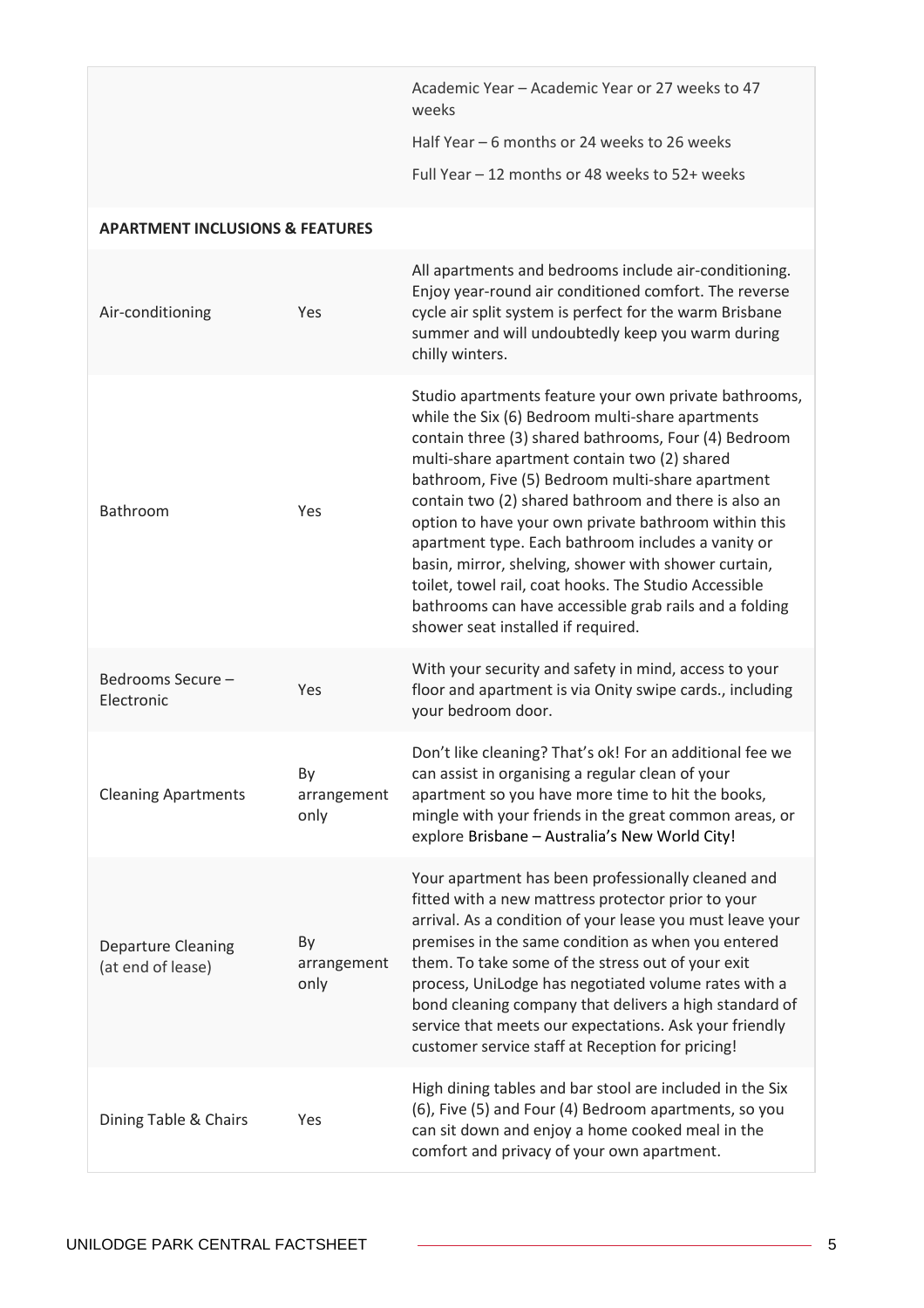| | | |
|---|---|---|
| | | Academic Year – Academic Year or 27 weeks to 47 weeks<br>Half Year – 6 months or 24 weeks to 26 weeks<br>Full Year – 12 months or 48 weeks to 52+ weeks |
| **APARTMENT INCLUSIONS & FEATURES** | | |
| Air-conditioning | Yes | All apartments and bedrooms include air-conditioning. Enjoy year-round air conditioned comfort. The reverse cycle air split system is perfect for the warm Brisbane summer and will undoubtedly keep you warm during chilly winters. |
| Bathroom | Yes | Studio apartments feature your own private bathrooms, while the Six (6) Bedroom multi-share apartments contain three (3) shared bathrooms, Four (4) Bedroom multi-share apartment contain two (2) shared bathroom, Five (5) Bedroom multi-share apartment contain two (2) shared bathroom and there is also an option to have your own private bathroom within this apartment type. Each bathroom includes a vanity or basin, mirror, shelving, shower with shower curtain, toilet, towel rail, coat hooks. The Studio Accessible bathrooms can have accessible grab rails and a folding shower seat installed if required. |
| Bedrooms Secure – Electronic | Yes | With your security and safety in mind, access to your floor and apartment is via Onity swipe cards., including your bedroom door. |
| Cleaning Apartments | By arrangement only | Don't like cleaning? That's ok! For an additional fee we can assist in organising a regular clean of your apartment so you have more time to hit the books, mingle with your friends in the great common areas, or explore Brisbane – Australia's New World City! |
| Departure Cleaning (at end of lease) | By arrangement only | Your apartment has been professionally cleaned and fitted with a new mattress protector prior to your arrival. As a condition of your lease you must leave your premises in the same condition as when you entered them. To take some of the stress out of your exit process, UniLodge has negotiated volume rates with a bond cleaning company that delivers a high standard of service that meets our expectations. Ask your friendly customer service staff at Reception for pricing! |
| Dining Table & Chairs | Yes | High dining tables and bar stool are included in the Six (6), Five (5) and Four (4) Bedroom apartments, so you can sit down and enjoy a home cooked meal in the comfort and privacy of your own apartment. |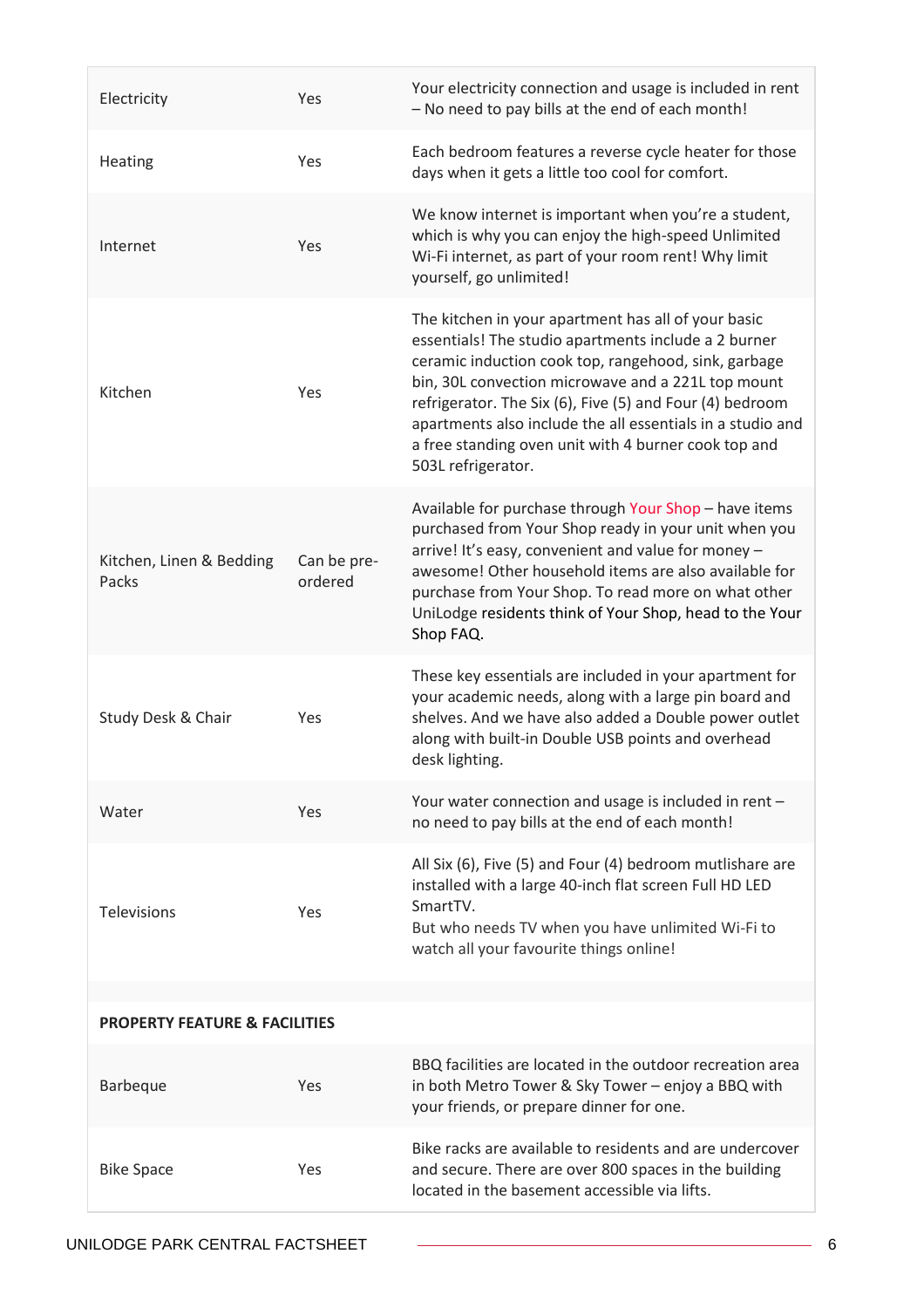| | | |
|---|---|---|
| Electricity | Yes | Your electricity connection and usage is included in rent – No need to pay bills at the end of each month! |
| Heating | Yes | Each bedroom features a reverse cycle heater for those days when it gets a little too cool for comfort. |
| Internet | Yes | We know internet is important when you're a student, which is why you can enjoy the high-speed Unlimited Wi-Fi internet, as part of your room rent! Why limit yourself, go unlimited! |
| Kitchen | Yes | The kitchen in your apartment has all of your basic essentials! The studio apartments include a 2 burner ceramic induction cook top, rangehood, sink, garbage bin, 30L convection microwave and a 221L top mount refrigerator. The Six (6), Five (5) and Four (4) bedroom apartments also include the all essentials in a studio and a free standing oven unit with 4 burner cook top and 503L refrigerator. |
| Kitchen, Linen & Bedding Packs | Can be pre-ordered | Available for purchase through Your Shop – have items purchased from Your Shop ready in your unit when you arrive! It's easy, convenient and value for money – awesome! Other household items are also available for purchase from Your Shop. To read more on what other UniLodge residents think of Your Shop, head to the Your Shop FAQ. |
| Study Desk & Chair | Yes | These key essentials are included in your apartment for your academic needs, along with a large pin board and shelves. And we have also added a Double power outlet along with built-in Double USB points and overhead desk lighting. |
| Water | Yes | Your water connection and usage is included in rent – no need to pay bills at the end of each month! |
| Televisions | Yes | All Six (6), Five (5) and Four (4) bedroom mutlishare are installed with a large 40-inch flat screen Full HD LED SmartTV.<br>But who needs TV when you have unlimited Wi-Fi to watch all your favourite things online! |
| | | |
| **PROPERTY FEATURE & FACILITIES** | | |
| Barbeque | Yes | BBQ facilities are located in the outdoor recreation area in both Metro Tower & Sky Tower – enjoy a BBQ with your friends, or prepare dinner for one. |
| Bike Space | Yes | Bike racks are available to residents and are undercover and secure. There are over 800 spaces in the building located in the basement accessible via lifts. |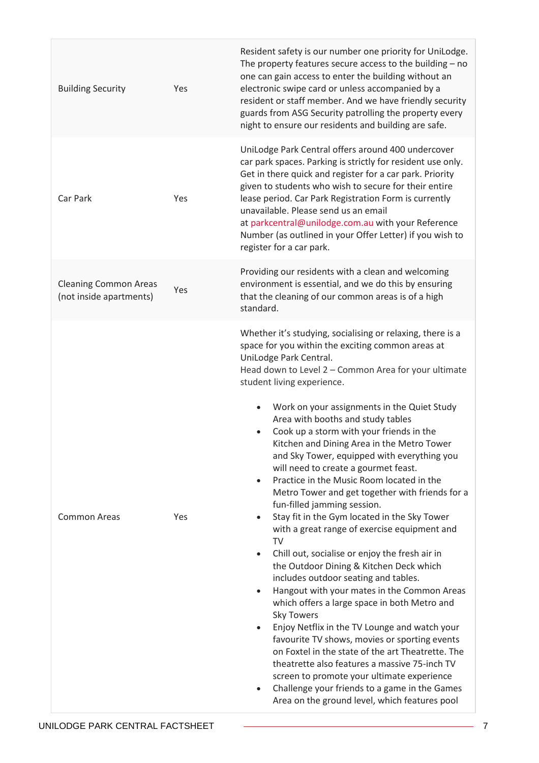| | | |
|---|---|---|
| Building Security | Yes | Resident safety is our number one priority for UniLodge. The property features secure access to the building – no one can gain access to enter the building without an electronic swipe card or unless accompanied by a resident or staff member. And we have friendly security guards from ASG Security patrolling the property every night to ensure our residents and building are safe. |
| Car Park | Yes | UniLodge Park Central offers around 400 undercover car park spaces. Parking is strictly for resident use only. Get in there quick and register for a car park. Priority given to students who wish to secure for their entire lease period. Car Park Registration Form is currently unavailable. Please send us an email at parkcentral@unilodge.com.au with your Reference Number (as outlined in your Offer Letter) if you wish to register for a car park. |
| Cleaning Common Areas (not inside apartments) | Yes | Providing our residents with a clean and welcoming environment is essential, and we do this by ensuring that the cleaning of our common areas is of a high standard. |
| Common Areas | Yes | Whether it's studying, socialising or relaxing, there is a space for you within the exciting common areas at UniLodge Park Central.<br>Head down to Level 2 – Common Area for your ultimate student living experience.<br><br>• Work on your assignments in the Quiet Study Area with booths and study tables<br>• Cook up a storm with your friends in the Kitchen and Dining Area in the Metro Tower and Sky Tower, equipped with everything you will need to create a gourmet feast.<br>• Practice in the Music Room located in the Metro Tower and get together with friends for a fun-filled jamming session.<br>• Stay fit in the Gym located in the Sky Tower with a great range of exercise equipment and TV<br>• Chill out, socialise or enjoy the fresh air in the Outdoor Dining & Kitchen Deck which includes outdoor seating and tables.<br>• Hangout with your mates in the Common Areas which offers a large space in both Metro and Sky Towers<br>• Enjoy Netflix in the TV Lounge and watch your favourite TV shows, movies or sporting events on Foxtel in the state of the art Theatrette. The theatrette also features a massive 75-inch TV screen to promote your ultimate experience<br>• Challenge your friends to a game in the Games Area on the ground level, which features pool |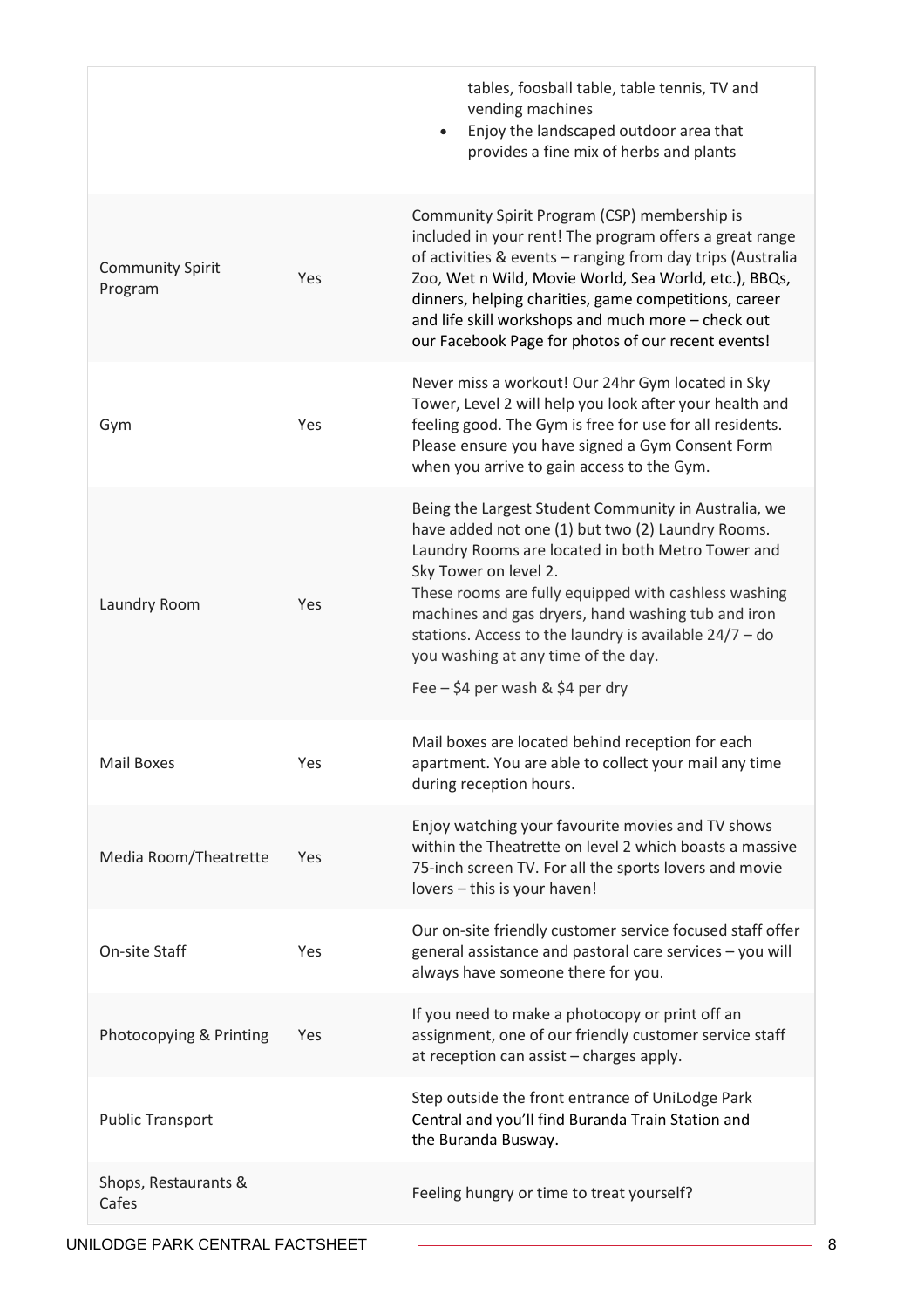| | | |
|---|---|---|
| | | tables, foosball table, table tennis, TV and vending machines<br>• Enjoy the landscaped outdoor area that provides a fine mix of herbs and plants |
| Community Spirit Program | Yes | Community Spirit Program (CSP) membership is included in your rent! The program offers a great range of activities & events – ranging from day trips (Australia Zoo, Wet n Wild, Movie World, Sea World, etc.), BBQs, dinners, helping charities, game competitions, career and life skill workshops and much more – check out our Facebook Page for photos of our recent events! |
| Gym | Yes | Never miss a workout! Our 24hr Gym located in Sky Tower, Level 2 will help you look after your health and feeling good. The Gym is free for use for all residents. Please ensure you have signed a Gym Consent Form when you arrive to gain access to the Gym. |
| Laundry Room | Yes | Being the Largest Student Community in Australia, we have added not one (1) but two (2) Laundry Rooms. Laundry Rooms are located in both Metro Tower and Sky Tower on level 2.<br>These rooms are fully equipped with cashless washing machines and gas dryers, hand washing tub and iron stations. Access to the laundry is available 24/7 – do you washing at any time of the day.<br>Fee – $4 per wash & $4 per dry |
| Mail Boxes | Yes | Mail boxes are located behind reception for each apartment. You are able to collect your mail any time during reception hours. |
| Media Room/Theatrette | Yes | Enjoy watching your favourite movies and TV shows within the Theatrette on level 2 which boasts a massive 75-inch screen TV. For all the sports lovers and movie lovers – this is your haven! |
| On-site Staff | Yes | Our on-site friendly customer service focused staff offer general assistance and pastoral care services – you will always have someone there for you. |
| Photocopying & Printing | Yes | If you need to make a photocopy or print off an assignment, one of our friendly customer service staff at reception can assist – charges apply. |
| Public Transport | | Step outside the front entrance of UniLodge Park Central and you'll find Buranda Train Station and the Buranda Busway. |
| Shops, Restaurants & Cafes | | Feeling hungry or time to treat yourself? |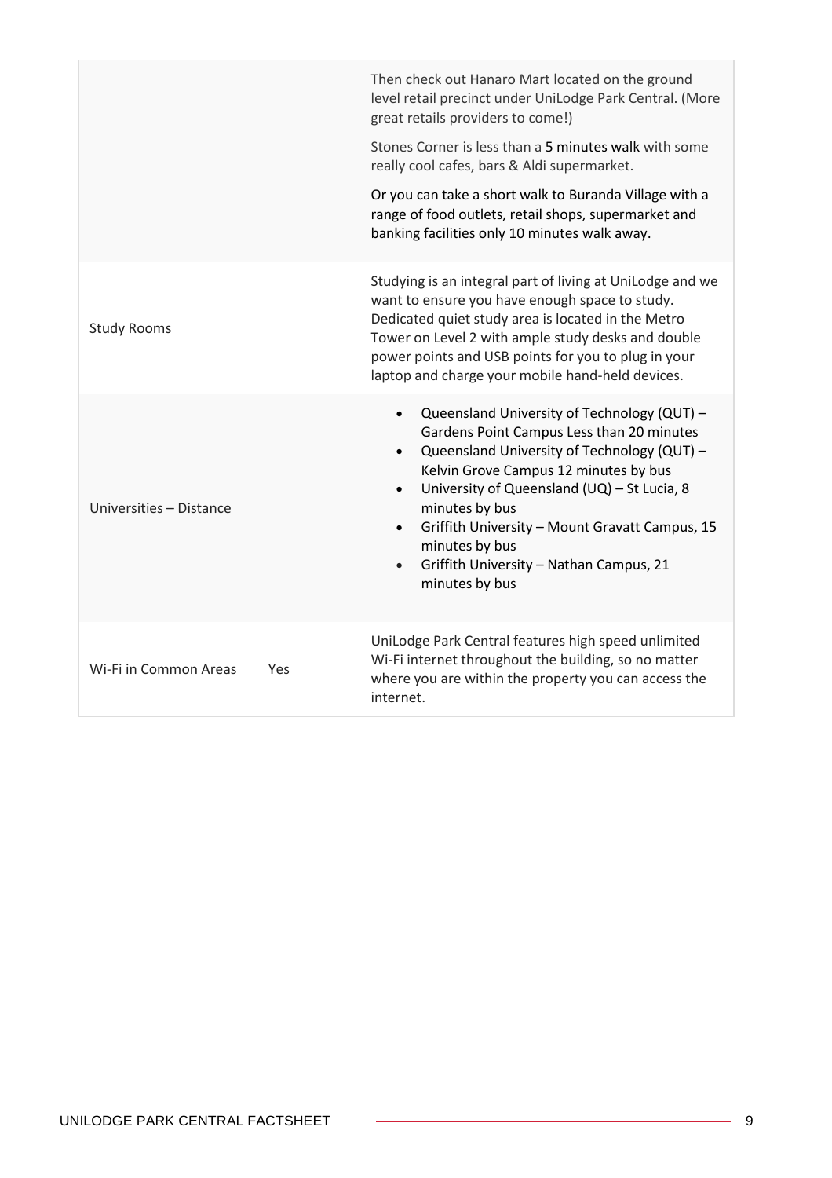| | | |
|---|---|---|
| | | Then check out Hanaro Mart located on the ground level retail precinct under UniLodge Park Central. (More great retails providers to come!)<br><br>Stones Corner is less than a 5 minutes walk with some really cool cafes, bars & Aldi supermarket.<br><br>Or you can take a short walk to Buranda Village with a range of food outlets, retail shops, supermarket and banking facilities only 10 minutes walk away. |
| Study Rooms | | Studying is an integral part of living at UniLodge and we want to ensure you have enough space to study. Dedicated quiet study area is located in the Metro Tower on Level 2 with ample study desks and double power points and USB points for you to plug in your laptop and charge your mobile hand-held devices. |
| Universities – Distance | | • Queensland University of Technology (QUT) – Gardens Point Campus Less than 20 minutes<br>• Queensland University of Technology (QUT) – Kelvin Grove Campus 12 minutes by bus<br>• University of Queensland (UQ) – St Lucia, 8 minutes by bus<br>• Griffith University – Mount Gravatt Campus, 15 minutes by bus<br>• Griffith University – Nathan Campus, 21 minutes by bus |
| Wi-Fi in Common Areas | Yes | UniLodge Park Central features high speed unlimited Wi-Fi internet throughout the building, so no matter where you are within the property you can access the internet. |